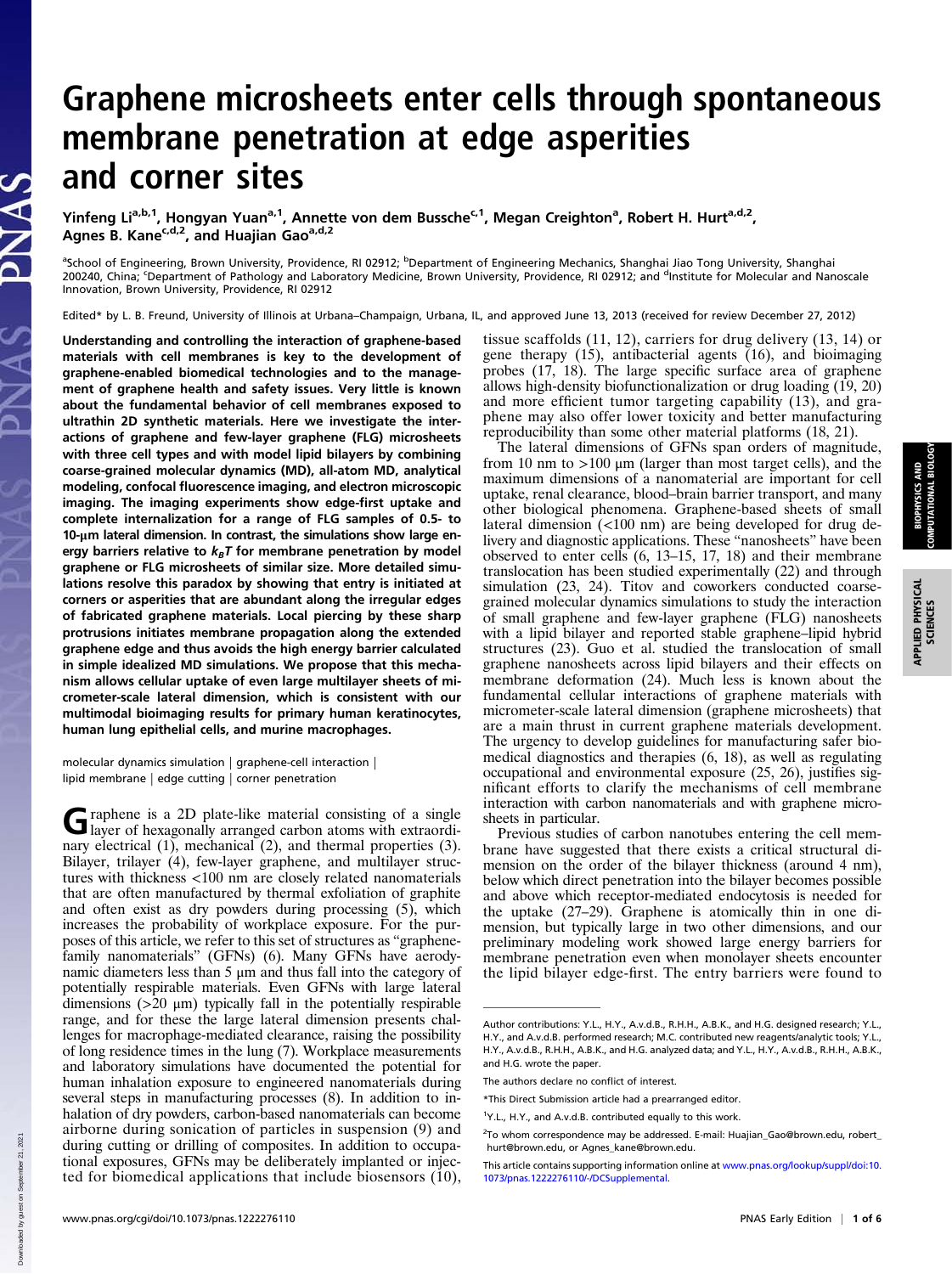# Graphene microsheets enter cells through spontaneous membrane penetration at edge asperities and corner sites

Yinfeng Li[a,b,1], Hongyan Yuan[a,1], Annette von dem Bussche[c,1], Megan Creighton[a], Robert H. Hurt[a,d,2], Agnes B. Kane[c,d,2], and Huajian Gao[a,d,2]

[a]School of Engineering, Brown University, Providence, RI 02912; [b]Department of Engineering Mechanics, Shanghai Jiao Tong University, Shanghai 200240, China; [c]Department of Pathology and Laboratory Medicine, Brown University, Providence, RI 02912; and [d]Institute for Molecular and Nanoscale Innovation, Brown University, Providence, RI 02912

Edited* by L. B. Freund, University of Illinois at Urbana–Champaign, Urbana, IL, and approved June 13, 2013 (received for review December 27, 2012)

**Understanding and controlling the interaction of graphene-based materials with cell membranes is key to the development of graphene-enabled biomedical technologies and to the management of graphene health and safety issues. Very little is known about the fundamental behavior of cell membranes exposed to ultrathin 2D synthetic materials. Here we investigate the interactions of graphene and few-layer graphene (FLG) microsheets with three cell types and with model lipid bilayers by combining coarse-grained molecular dynamics (MD), all-atom MD, analytical modeling, confocal fluorescence imaging, and electron microscopic imaging. The imaging experiments show edge-first uptake and complete internalization for a range of FLG samples of 0.5- to 10-μm lateral dimension. In contrast, the simulations show large energy barriers relative to $k_BT$ for membrane penetration by model graphene or FLG microsheets of similar size. More detailed simulations resolve this paradox by showing that entry is initiated at corners or asperities that are abundant along the irregular edges of fabricated graphene materials. Local piercing by these sharp protrusions initiates membrane propagation along the extended graphene edge and thus avoids the high energy barrier calculated in simple idealized MD simulations. We propose that this mechanism allows cellular uptake of even large multilayer sheets of micrometer-scale lateral dimension, which is consistent with our multimodal bioimaging results for primary human keratinocytes, human lung epithelial cells, and murine macrophages.**

molecular dynamics simulation | graphene-cell interaction | lipid membrane | edge cutting | corner penetration

Graphene is a 2D plate-like material consisting of a single layer of hexagonally arranged carbon atoms with extraordinary electrical (1), mechanical (2), and thermal properties (3). Bilayer, trilayer (4), few-layer graphene, and multilayer structures with thickness <100 nm are closely related nanomaterials that are often manufactured by thermal exfoliation of graphite and often exist as dry powders during processing (5), which increases the probability of workplace exposure. For the purposes of this article, we refer to this set of structures as "graphene-family nanomaterials" (GFNs) (6). Many GFNs have aerodynamic diameters less than 5 μm and thus fall into the category of potentially respirable materials. Even GFNs with large lateral dimensions (>20 μm) typically fall in the potentially respirable range, and for these the large lateral dimension presents challenges for macrophage-mediated clearance, raising the possibility of long residence times in the lung (7). Workplace measurements and laboratory simulations have documented the potential for human inhalation exposure to engineered nanomaterials during several steps in manufacturing processes (8). In addition to inhalation of dry powders, carbon-based nanomaterials can become airborne during sonication of particles in suspension (9) and during cutting or drilling of composites. In addition to occupational exposures, GFNs may be deliberately implanted or injected for biomedical applications that include biosensors (10), tissue scaffolds (11, 12), carriers for drug delivery (13, 14) or gene therapy (15), antibacterial agents (16), and bioimaging probes (17, 18). The large specific surface area of graphene allows high-density biofunctionalization or drug loading (19, 20) and more efficient tumor targeting capability (13), and graphene may also offer lower toxicity and better manufacturing reproducibility than some other material platforms (18, 21).

The lateral dimensions of GFNs span orders of magnitude, from 10 nm to >100 μm (larger than most target cells), and the maximum dimensions of a nanomaterial are important for cell uptake, renal clearance, blood–brain barrier transport, and many other biological phenomena. Graphene-based sheets of small lateral dimension (<100 nm) are being developed for drug delivery and diagnostic applications. These "nanosheets" have been observed to enter cells (6, 13–15, 17, 18) and their membrane translocation has been studied experimentally (22) and through simulation (23, 24). Titov and coworkers conducted coarse-grained molecular dynamics simulations to study the interaction of small graphene and few-layer graphene (FLG) nanosheets with a lipid bilayer and reported stable graphene–lipid hybrid structures (23). Guo et al. studied the translocation of small graphene nanosheets across lipid bilayers and their effects on membrane deformation (24). Much less is known about the fundamental cellular interactions of graphene materials with micrometer-scale lateral dimension (graphene microsheets) that are a main thrust in current graphene materials development. The urgency to develop guidelines for manufacturing safer biomedical diagnostics and therapies (6, 18), as well as regulating occupational and environmental exposure (25, 26), justifies significant efforts to clarify the mechanisms of cell membrane interaction with carbon nanomaterials and with graphene microsheets in particular.

Previous studies of carbon nanotubes entering the cell membrane have suggested that there exists a critical structural dimension on the order of the bilayer thickness (around 4 nm), below which direct penetration into the bilayer becomes possible and above which receptor-mediated endocytosis is needed for the uptake (27–29). Graphene is atomically thin in one dimension, but typically large in two other dimensions, and our preliminary modeling work showed large energy barriers for membrane penetration even when monolayer sheets encounter the lipid bilayer edge-first. The entry barriers were found to

Author contributions: Y.L., H.Y., A.v.d.B., R.H.H., A.B.K., and H.G. designed research; Y.L., H.Y., and A.v.d.B. performed research; M.C. contributed new reagents/analytic tools; Y.L., H.Y., A.v.d.B., R.H.H., A.B.K., and H.G. analyzed data; and Y.L., H.Y., A.v.d.B., R.H.H., A.B.K., and H.G. wrote the paper.

The authors declare no conflict of interest.

*This Direct Submission article had a prearranged editor.

[1]Y.L., H.Y., and A.v.d.B. contributed equally to this work.

[2]To whom correspondence may be addressed. E-mail: Huajian_Gao@brown.edu, robert_hurt@brown.edu, or Agnes_kane@brown.edu.

This article contains supporting information online at www.pnas.org/lookup/suppl/doi:10.1073/pnas.1222276110/-/DCSupplemental.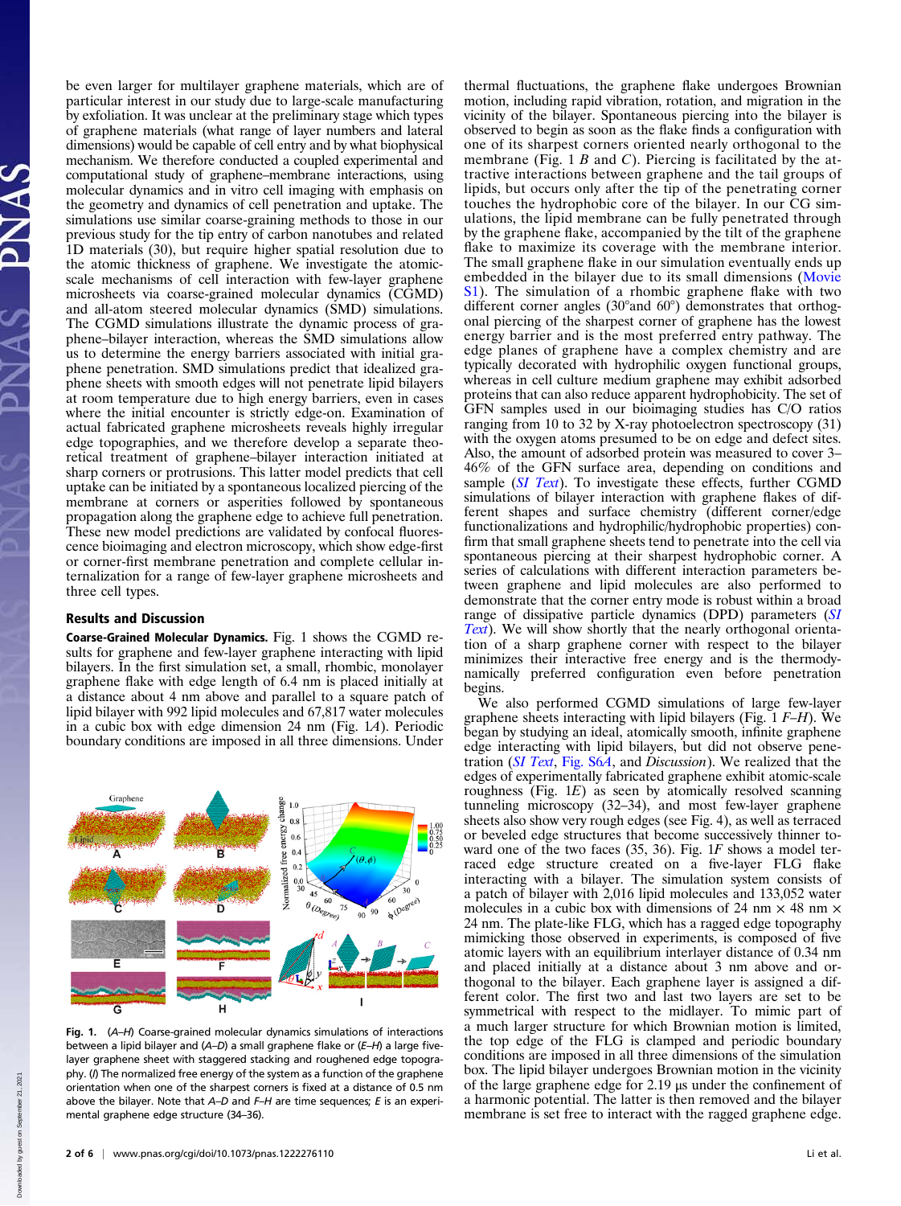be even larger for multilayer graphene materials, which are of particular interest in our study due to large-scale manufacturing by exfoliation. It was unclear at the preliminary stage which types of graphene materials (what range of layer numbers and lateral dimensions) would be capable of cell entry and by what biophysical mechanism. We therefore conducted a coupled experimental and computational study of graphene–membrane interactions, using molecular dynamics and in vitro cell imaging with emphasis on the geometry and dynamics of cell penetration and uptake. The simulations use similar coarse-graining methods to those in our previous study for the tip entry of carbon nanotubes and related 1D materials (30), but require higher spatial resolution due to the atomic thickness of graphene. We investigate the atomic-scale mechanisms of cell interaction with few-layer graphene microsheets via coarse-grained molecular dynamics (CGMD) and all-atom steered molecular dynamics (SMD) simulations. The CGMD simulations illustrate the dynamic process of graphene–bilayer interaction, whereas the SMD simulations allow us to determine the energy barriers associated with initial graphene penetration. SMD simulations predict that idealized graphene sheets with smooth edges will not penetrate lipid bilayers at room temperature due to high energy barriers, even in cases where the initial encounter is strictly edge-on. Examination of actual fabricated graphene microsheets reveals highly irregular edge topographies, and we therefore develop a separate theoretical treatment of graphene–bilayer interaction initiated at sharp corners or protrusions. This latter model predicts that cell uptake can be initiated by a spontaneous localized piercing of the membrane at corners or asperities followed by spontaneous propagation along the graphene edge to achieve full penetration. These new model predictions are validated by confocal fluorescence bioimaging and electron microscopy, which show edge-first or corner-first membrane penetration and complete cellular internalization for a range of few-layer graphene microsheets and three cell types.

## Results and Discussion

**Coarse-Grained Molecular Dynamics.** Fig. 1 shows the CGMD results for graphene and few-layer graphene interacting with lipid bilayers. In the first simulation set, a small, rhombic, monolayer graphene flake with edge length of 6.4 nm is placed initially at a distance about 4 nm above and parallel to a square patch of lipid bilayer with 992 lipid molecules and 67,817 water molecules in a cubic box with edge dimension 24 nm (Fig. 1*A*). Periodic boundary conditions are imposed in all three dimensions. Under thermal fluctuations, the graphene flake undergoes Brownian motion, including rapid vibration, rotation, and migration in the vicinity of the bilayer. Spontaneous piercing into the bilayer is observed to begin as soon as the flake finds a configuration with one of its sharpest corners oriented nearly orthogonal to the membrane (Fig. 1 *B* and *C*). Piercing is facilitated by the attractive interactions between graphene and the tail groups of lipids, but occurs only after the tip of the penetrating corner touches the hydrophobic core of the bilayer. In our CG simulations, the lipid membrane can be fully penetrated through by the graphene flake, accompanied by the tilt of the graphene flake to maximize its coverage with the membrane interior. The small graphene flake in our simulation eventually ends up embedded in the bilayer due to its small dimensions (Movie S1). The simulation of a rhombic graphene flake with two different corner angles (30°and 60°) demonstrates that orthogonal piercing of the sharpest corner of graphene has the lowest energy barrier and is the most preferred entry pathway. The edge planes of graphene have a complex chemistry and are typically decorated with hydrophilic oxygen functional groups, whereas in cell culture medium graphene may exhibit adsorbed proteins that can also reduce apparent hydrophobicity. The set of GFN samples used in our bioimaging studies has C/O ratios ranging from 10 to 32 by X-ray photoelectron spectroscopy (31) with the oxygen atoms presumed to be on edge and defect sites. Also, the amount of adsorbed protein was measured to cover 3–46% of the GFN surface area, depending on conditions and sample (*SI Text*). To investigate these effects, further CGMD simulations of bilayer interaction with graphene flakes of different shapes and surface chemistry (different corner/edge functionalizations and hydrophilic/hydrophobic properties) confirm that small graphene sheets tend to penetrate into the cell via spontaneous piercing at their sharpest hydrophobic corner. A series of calculations with different interaction parameters between graphene and lipid molecules are also performed to demonstrate that the corner entry mode is robust within a broad range of dissipative particle dynamics (DPD) parameters (*SI Text*). We will show shortly that the nearly orthogonal orientation of a sharp graphene corner with respect to the bilayer minimizes their interactive free energy and is the thermodynamically preferred configuration even before penetration begins.

We also performed CGMD simulations of large few-layer graphene sheets interacting with lipid bilayers (Fig. 1 *F*–*H*). We began by studying an ideal, atomically smooth, infinite graphene edge interacting with lipid bilayers, but did not observe penetration (*SI Text*, Fig. S6*A*, and *Discussion*). We realized that the edges of experimentally fabricated graphene exhibit atomic-scale roughness (Fig. 1*E*) as seen by atomically resolved scanning tunneling microscopy (32–34), and most few-layer graphene sheets also show very rough edges (see Fig. 4), as well as terraced or beveled edge structures that become successively thinner toward one of the two faces (35, 36). Fig. 1*F* shows a model terraced edge structure created on a five-layer FLG flake interacting with a bilayer. The simulation system consists of a patch of bilayer with 2,016 lipid molecules and 133,052 water molecules in a cubic box with dimensions of 24 nm × 48 nm × 24 nm. The plate-like FLG, which has a ragged edge topography mimicking those observed in experiments, is composed of five atomic layers with an equilibrium interlayer distance of 0.34 nm and placed initially at a distance about 3 nm above and orthogonal to the bilayer. Each graphene layer is assigned a different color. The first two and last two layers are set to be symmetrical with respect to the midlayer. To mimic part of a much larger structure for which Brownian motion is limited, the top edge of the FLG is clamped and periodic boundary conditions are imposed in all three dimensions of the simulation box. The lipid bilayer undergoes Brownian motion in the vicinity of the large graphene edge for 2.19 μs under the confinement of a harmonic potential. The latter is then removed and the bilayer membrane is set free to interact with the ragged graphene edge.

Graphene
Lipid
A B C D E F G H I
Normalized free energy change
1.0 0.8 0.6 0.4 0.2 0.0
1.00 0.75 0.50 0.25 0
$\theta$ (Degree) 30 45 60 75 90
$\phi$ (Degree) 0 30 60 90
$(\theta, \phi)$
d x y z

**Fig. 1.** (*A*–*H*) Coarse-grained molecular dynamics simulations of interactions between a lipid bilayer and (*A*–*D*) a small graphene flake or (*E*–*H*) a large five-layer graphene sheet with staggered stacking and roughened edge topography. (*I*) The normalized free energy of the system as a function of the graphene orientation when one of the sharpest corners is fixed at a distance of 0.5 nm above the bilayer. Note that *A*–*D* and *F*–*H* are time sequences; *E* is an experimental graphene edge structure (34–36).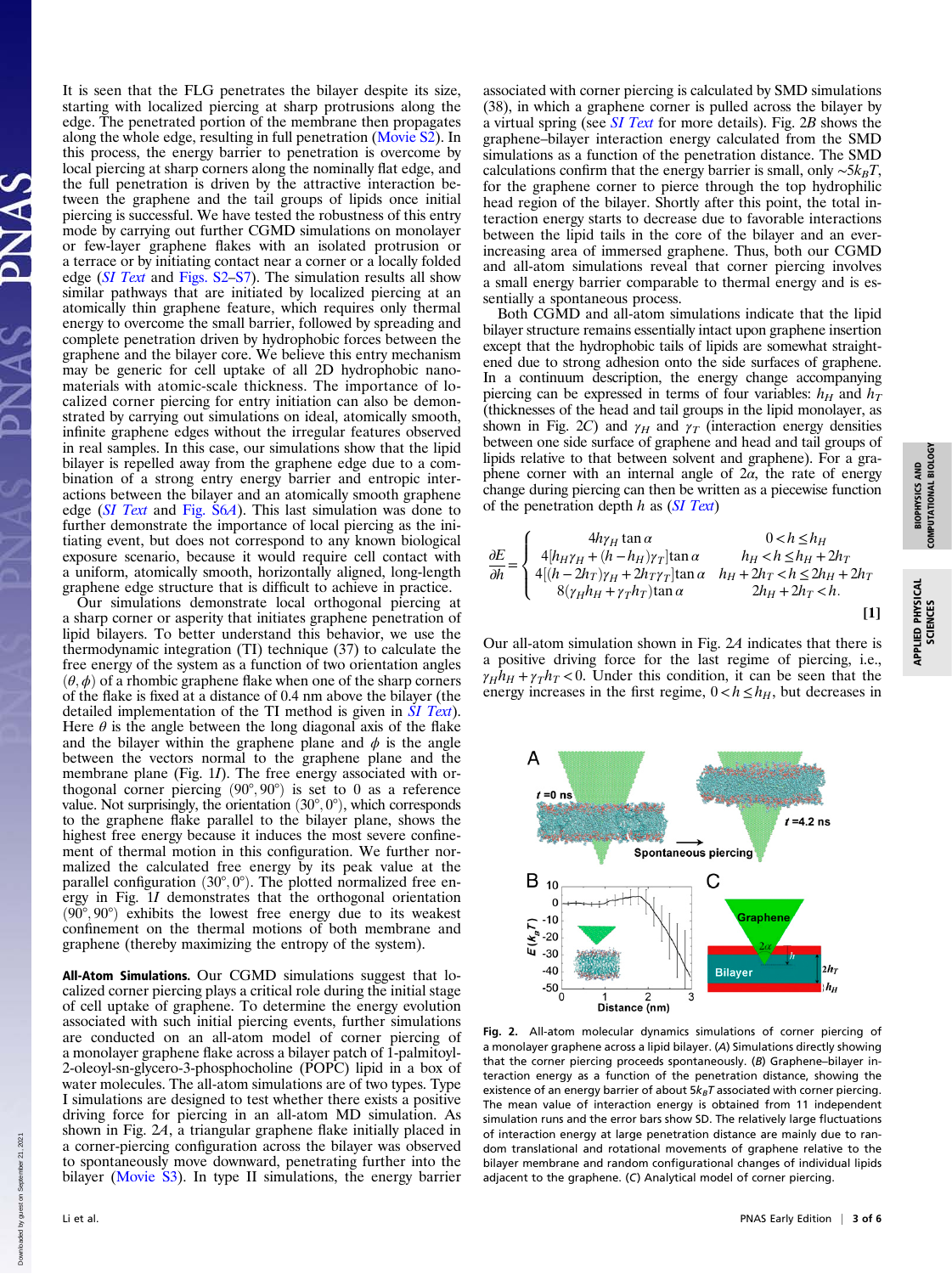It is seen that the FLG penetrates the bilayer despite its size, starting with localized piercing at sharp protrusions along the edge. The penetrated portion of the membrane then propagates along the whole edge, resulting in full penetration (Movie S2). In this process, the energy barrier to penetration is overcome by local piercing at sharp corners along the nominally flat edge, and the full penetration is driven by the attractive interaction between the graphene and the tail groups of lipids once initial piercing is successful. We have tested the robustness of this entry mode by carrying out further CGMD simulations on monolayer or few-layer graphene flakes with an isolated protrusion or a terrace or by initiating contact near a corner or a locally folded edge (*SI Text* and Figs. S2–S7). The simulation results all show similar pathways that are initiated by localized piercing at an atomically thin graphene feature, which requires only thermal energy to overcome the small barrier, followed by spreading and complete penetration driven by hydrophobic forces between the graphene and the bilayer core. We believe this entry mechanism may be generic for cell uptake of all 2D hydrophobic nanomaterials with atomic-scale thickness. The importance of localized corner piercing for entry initiation can also be demonstrated by carrying out simulations on ideal, atomically smooth, infinite graphene edges without the irregular features observed in real samples. In this case, our simulations show that the lipid bilayer is repelled away from the graphene edge due to a combination of a strong entry energy barrier and entropic interactions between the bilayer and an atomically smooth graphene edge (*SI Text* and Fig. S6*A*). This last simulation was done to further demonstrate the importance of local piercing as the initiating event, but does not correspond to any known biological exposure scenario, because it would require cell contact with a uniform, atomically smooth, horizontally aligned, long-length graphene edge structure that is difficult to achieve in practice.

Our simulations demonstrate local orthogonal piercing at a sharp corner or asperity that initiates graphene penetration of lipid bilayers. To better understand this behavior, we use the thermodynamic integration (TI) technique (37) to calculate the free energy of the system as a function of two orientation angles $(\theta, \phi)$ of a rhombic graphene flake when one of the sharp corners of the flake is fixed at a distance of 0.4 nm above the bilayer (the detailed implementation of the TI method is given in *SI Text*). Here $\theta$ is the angle between the long diagonal axis of the flake and the bilayer within the graphene plane and $\phi$ is the angle between the vectors normal to the graphene plane and the membrane plane (Fig. 1*I*). The free energy associated with orthogonal corner piercing $(90°, 90°)$ is set to 0 as a reference value. Not surprisingly, the orientation $(30°, 0°)$, which corresponds to the graphene flake parallel to the bilayer plane, shows the highest free energy because it induces the most severe confinement of thermal motion in this configuration. We further normalized the calculated free energy by its peak value at the parallel configuration $(30°, 0°)$. The plotted normalized free energy in Fig. 1*I* demonstrates that the orthogonal orientation $(90°, 90°)$ exhibits the lowest free energy due to its weakest confinement on the thermal motions of both membrane and graphene (thereby maximizing the entropy of the system).

**All-Atom Simulations.** Our CGMD simulations suggest that localized corner piercing plays a critical role during the initial stage of cell uptake of graphene. To determine the energy evolution associated with such initial piercing events, further simulations are conducted on an all-atom model of corner piercing of a monolayer graphene flake across a bilayer patch of 1-palmitoyl-2-oleoyl-sn-glycero-3-phosphocholine (POPC) lipid in a box of water molecules. The all-atom simulations are of two types. Type I simulations are designed to test whether there exists a positive driving force for piercing in an all-atom MD simulation. As shown in Fig. 2*A*, a triangular graphene flake initially placed in a corner-piercing configuration across the bilayer was observed to spontaneously move downward, penetrating further into the bilayer (Movie S3). In type II simulations, the energy barrier associated with corner piercing is calculated by SMD simulations (38), in which a graphene corner is pulled across the bilayer by a virtual spring (see *SI Text* for more details). Fig. 2*B* shows the graphene–bilayer interaction energy calculated from the SMD simulations as a function of the penetration distance. The SMD calculations confirm that the energy barrier is small, only $\sim 5k_BT$, for the graphene corner to pierce through the top hydrophilic head region of the bilayer. Shortly after this point, the total interaction energy starts to decrease due to favorable interactions between the lipid tails in the core of the bilayer and an ever-increasing area of immersed graphene. Thus, both our CGMD and all-atom simulations reveal that corner piercing involves a small energy barrier comparable to thermal energy and is essentially a spontaneous process.

Both CGMD and all-atom simulations indicate that the lipid bilayer structure remains essentially intact upon graphene insertion except that the hydrophobic tails of lipids are somewhat straightened due to strong adhesion onto the side surfaces of graphene. In a continuum description, the energy change accompanying piercing can be expressed in terms of four variables: $h_H$ and $h_T$ (thicknesses of the head and tail groups in the lipid monolayer, as shown in Fig. 2*C*) and $\gamma_H$ and $\gamma_T$ (interaction energy densities between one side surface of graphene and head and tail groups of lipids relative to that between solvent and graphene). For a graphene corner with an internal angle of $2\alpha$, the rate of energy change during piercing can then be written as a piecewise function of the penetration depth $h$ as (*SI Text*)

$$\frac{\partial E}{\partial h} = \begin{cases} 4h\gamma_H \tan\alpha & 0 < h \le h_H \\ 4[h_H\gamma_H + (h - h_H)\gamma_T]\tan\alpha & h_H < h \le h_H + 2h_T \\ 4[(h - 2h_T)\gamma_H + 2h_T\gamma_T]\tan\alpha & h_H + 2h_T < h \le 2h_H + 2h_T \\ 8(\gamma_H h_H + \gamma_T h_T)\tan\alpha & 2h_H + 2h_T < h. \end{cases} \quad [1]$$

Our all-atom simulation shown in Fig. 2*A* indicates that there is a positive driving force for the last regime of piercing, i.e., $\gamma_H h_H + \gamma_T h_T < 0$. Under this condition, it can be seen that the energy increases in the first regime, $0 < h \le h_H$, but decreases in

A
t =0 ns
t =4.2 ns
Spontaneous piercing
B
E ($k_BT$)
10
0
-10
-20
-30
-40
-50
0
1
2
3
Distance (nm)
C
Graphene
$2\alpha$
$h$
Bilayer
$2h_T$
$h_H$

Fig. 2. All-atom molecular dynamics simulations of corner piercing of a monolayer graphene across a lipid bilayer. (*A*) Simulations directly showing that the corner piercing proceeds spontaneously. (*B*) Graphene–bilayer interaction energy as a function of the penetration distance, showing the existence of an energy barrier of about $5k_BT$ associated with corner piercing. The mean value of interaction energy is obtained from 11 independent simulation runs and the error bars show SD. The relatively large fluctuations of interaction energy at large penetration distance are mainly due to random translational and rotational movements of graphene relative to the bilayer membrane and random configurational changes of individual lipids adjacent to the graphene. (*C*) Analytical model of corner piercing.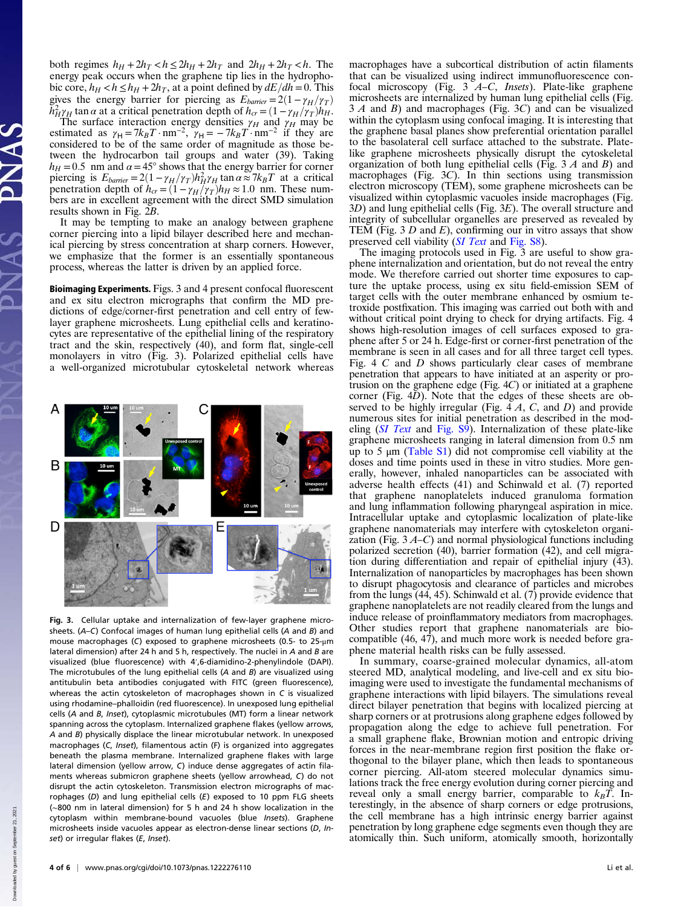both regimes $h_H + 2h_T < h \le 2h_H + 2h_T$ and $2h_H + 2h_T < h$. The energy peak occurs when the graphene tip lies in the hydrophobic core, $h_H < h \le h_H + 2h_T$, at a point defined by $dE/dh = 0$. This gives the energy barrier for piercing as $E_{barrier} = 2(1 - \gamma_H/\gamma_T) h_H^2 \gamma_H \tan\alpha$ at a critical penetration depth of $h_{cr} = (1 - \gamma_H/\gamma_T) h_H$.

The surface interaction energy densities $\gamma_H$ and $\gamma_H$ may be estimated as $\gamma_H = 7k_BT \cdot \mathrm{nm}^{-2}$, $\gamma_H = -7k_BT \cdot \mathrm{nm}^{-2}$ if they are considered to be of the same order of magnitude as those between the hydrocarbon tail groups and water (39). Taking $h_H = 0.5$ nm and $\alpha = 45°$ shows that the energy barrier for corner piercing is $E_{barrier} = 2(1 - \gamma_H/\gamma_T) h_H^2 \gamma_H \tan\alpha \approx 7k_BT$ at a critical penetration depth of $h_{cr} = (1 - \gamma_H/\gamma_T) h_H \approx 1.0$ nm. These numbers are in excellent agreement with the direct SMD simulation results shown in Fig. 2*B*.

It may be tempting to make an analogy between graphene corner piercing into a lipid bilayer described here and mechanical piercing by stress concentration at sharp corners. However, we emphasize that the former is an essentially spontaneous process, whereas the latter is driven by an applied force.

**Bioimaging Experiments.** Figs. 3 and 4 present confocal fluorescent and ex situ electron micrographs that confirm the MD predictions of edge/corner-first penetration and cell entry of few-layer graphene microsheets. Lung epithelial cells and keratinocytes are representative of the epithelial lining of the respiratory tract and the skin, respectively (40), and form flat, single-cell monolayers in vitro (Fig. 3). Polarized epithelial cells have a well-organized microtubular cytoskeletal network whereas macrophages have a subcortical distribution of actin filaments that can be visualized using indirect immunofluorescence confocal microscopy (Fig. 3 *A*–*C*, *Insets*). Plate-like graphene microsheets are internalized by human lung epithelial cells (Fig. 3 *A* and *B*) and macrophages (Fig. 3*C*) and can be visualized within the cytoplasm using confocal imaging. It is interesting that the graphene basal planes show preferential orientation parallel to the basolateral cell surface attached to the substrate. Plate-like graphene microsheets physically disrupt the cytoskeletal organization of both lung epithelial cells (Fig. 3 *A* and *B*) and macrophages (Fig. 3*C*). In thin sections using transmission electron microscopy (TEM), some graphene microsheets can be visualized within cytoplasmic vacuoles inside macrophages (Fig. 3*D*) and lung epithelial cells (Fig. 3*E*). The overall structure and integrity of subcellular organelles are preserved as revealed by TEM (Fig. 3 *D* and *E*), confirming our in vitro assays that show preserved cell viability (*SI Text* and Fig. S8).

Fig. 3. Cellular uptake and internalization of few-layer graphene microsheets. (*A*–*C*) Confocal images of human lung epithelial cells (*A* and *B*) and mouse macrophages (*C*) exposed to graphene microsheets (0.5- to 25-μm lateral dimension) after 24 h and 5 h, respectively. The nuclei in *A* and *B* are visualized (blue fluorescence) with 4′,6-diamidino-2-phenylindole (DAPI). The microtubules of the lung epithelial cells (*A* and *B*) are visualized using antitubulin beta antibodies conjugated with FITC (green fluorescence), whereas the actin cytoskeleton of macrophages shown in *C* is visualized using rhodamine–phalloidin (red fluorescence). In unexposed lung epithelial cells (*A* and *B*, *Inset*), cytoplasmic microtubules (MT) form a linear network spanning across the cytoplasm. Internalized graphene flakes (yellow arrows, *A* and *B*) physically displace the linear microtubular network. In unexposed macrophages (*C*, *Inset*), filamentous actin (F) is organized into aggregates beneath the plasma membrane. Internalized graphene flakes with large lateral dimension (yellow arrow, *C*) induce dense aggregates of actin filaments whereas submicron graphene sheets (yellow arrowhead, *C*) do not disrupt the actin cytoskeleton. Transmission electron micrographs of macrophages (*D*) and lung epithelial cells (*E*) exposed to 10 ppm FLG sheets (~800 nm in lateral dimension) for 5 h and 24 h show localization in the cytoplasm within membrane-bound vacuoles (blue *Insets*). Graphene microsheets inside vacuoles appear as electron-dense linear sections (*D*, *Inset*) or irregular flakes (*E*, *Inset*).

The imaging protocols used in Fig. 3 are useful to show graphene internalization and orientation, but do not reveal the entry mode. We therefore carried out shorter time exposures to capture the uptake process, using ex situ field-emission SEM of target cells with the outer membrane enhanced by osmium tetroxide postfixation. This imaging was carried out both with and without critical point drying to check for drying artifacts. Fig. 4 shows high-resolution images of cell surfaces exposed to graphene after 5 or 24 h. Edge-first or corner-first penetration of the membrane is seen in all cases and for all three target cell types. Fig. 4 *C* and *D* shows particularly clear cases of membrane penetration that appears to have initiated at an asperity or protrusion on the graphene edge (Fig. 4*C*) or initiated at a graphene corner (Fig. 4*D*). Note that the edges of these sheets are observed to be highly irregular (Fig. 4 *A*, *C*, and *D*) and provide numerous sites for initial penetration as described in the modeling (*SI Text* and Fig. S9). Internalization of these plate-like graphene microsheets ranging in lateral dimension from 0.5 nm up to 5 μm (Table S1) did not compromise cell viability at the doses and time points used in these in vitro studies. More generally, however, inhaled nanoparticles can be associated with adverse health effects (41) and Schinwald et al. (7) reported that graphene nanoplatelets induced granuloma formation and lung inflammation following pharyngeal aspiration in mice. Intracellular uptake and cytoplasmic localization of plate-like graphene nanomaterials may interfere with cytoskeleton organization (Fig. 3 *A*–*C*) and normal physiological functions including polarized secretion (40), barrier formation (42), and cell migration during differentiation and repair of epithelial injury (43). Internalization of nanoparticles by macrophages has been shown to disrupt phagocytosis and clearance of particles and microbes from the lungs (44, 45). Schinwald et al. (7) provide evidence that graphene nanoplatelets are not readily cleared from the lungs and induce release of proinflammatory mediators from macrophages. Other studies report that graphene nanomaterials are biocompatible (46, 47), and much more work is needed before graphene material health risks can be fully assessed.

In summary, coarse-grained molecular dynamics, all-atom steered MD, analytical modeling, and live-cell and ex situ bioimaging were used to investigate the fundamental mechanisms of graphene interactions with lipid bilayers. The simulations reveal direct bilayer penetration that begins with localized piercing at sharp corners or at protrusions along graphene edges followed by propagation along the edge to achieve full penetration. For a small graphene flake, Brownian motion and entropic driving forces in the near-membrane region first position the flake orthogonal to the bilayer plane, which then leads to spontaneous corner piercing. All-atom steered molecular dynamics simulations track the free energy evolution during corner piercing and reveal only a small energy barrier, comparable to $k_BT$. Interestingly, in the absence of sharp corners or edge protrusions, the cell membrane has a high intrinsic energy barrier against penetration by long graphene edge segments even though they are atomically thin. Such uniform, atomically smooth, horizontally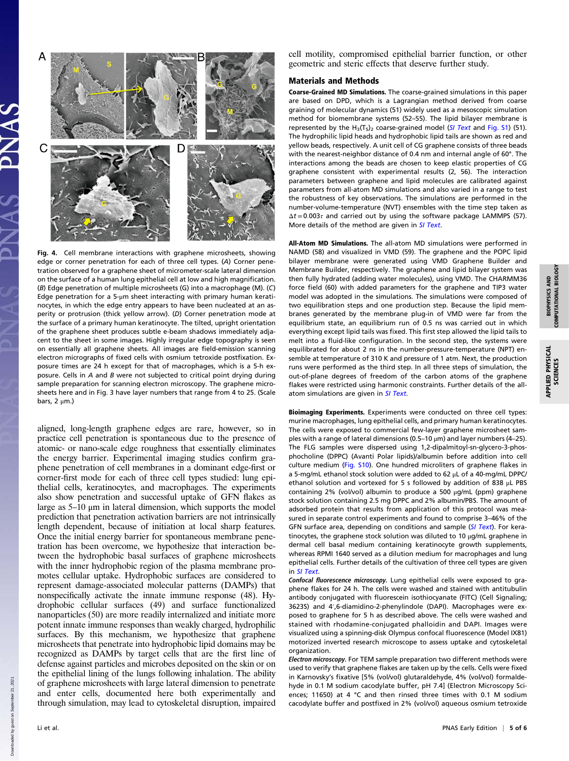Fig. 4. Cell membrane interactions with graphene microsheets, showing edge or corner penetration for each of three cell types. (A) Corner penetration observed for a graphene sheet of micrometer-scale lateral dimension on the surface of a human lung epithelial cell at low and high magnification. (B) Edge penetration of multiple microsheets (G) into a macrophage (M). (C) Edge penetration for a 5-μm sheet interacting with primary human keratinocytes, in which the edge entry appears to have been nucleated at an asperity or protrusion (thick yellow arrow). (D) Corner penetration mode at the surface of a primary human keratinocyte. The tilted, upright orientation of the graphene sheet produces subtle e-beam shadows immediately adjacent to the sheet in some images. Highly irregular edge topography is seen on essentially all graphene sheets. All images are field-emission scanning electron micrographs of fixed cells with osmium tetroxide postfixation. Exposure times are 24 h except for that of macrophages, which is a 5-h exposure. Cells in A and B were not subjected to critical point drying during sample preparation for scanning electron microscopy. The graphene microsheets here and in Fig. 3 have layer numbers that range from 4 to 25. (Scale bars, 2 μm.)

aligned, long-length graphene edges are rare, however, so in practice cell penetration is spontaneous due to the presence of atomic- or nano-scale edge roughness that essentially eliminates the energy barrier. Experimental imaging studies confirm graphene penetration of cell membranes in a dominant edge-first or corner-first mode for each of three cell types studied: lung epithelial cells, keratinocytes, and macrophages. The experiments also show penetration and successful uptake of GFN flakes as large as 5–10 μm in lateral dimension, which supports the model prediction that penetration activation barriers are not intrinsically length dependent, because of initiation at local sharp features. Once the initial energy barrier for spontaneous membrane penetration has been overcome, we hypothesize that interaction between the hydrophobic basal surfaces of graphene microsheets with the inner hydrophobic region of the plasma membrane promotes cellular uptake. Hydrophobic surfaces are considered to represent damage-associated molecular patterns (DAMPs) that nonspecifically activate the innate immune response (48). Hydrophobic cellular surfaces (49) and surface functionalized nanoparticles (50) are more readily internalized and initiate more potent innate immune responses than weakly charged, hydrophilic surfaces. By this mechanism, we hypothesize that graphene microsheets that penetrate into hydrophobic lipid domains may be recognized as DAMPs by target cells that are the first line of defense against particles and microbes deposited on the skin or on the epithelial lining of the lungs following inhalation. The ability of graphene microsheets with large lateral dimension to penetrate and enter cells, documented here both experimentally and through simulation, may lead to cytoskeletal disruption, impaired cell motility, compromised epithelial barrier function, or other geometric and steric effects that deserve further study.

## Materials and Methods

**Coarse-Grained MD Simulations.** The coarse-grained simulations in this paper are based on DPD, which is a Lagrangian method derived from coarse graining of molecular dynamics (51) widely used as a mesoscopic simulation method for lipid biomembrane systems (52–55). The lipid bilayer membrane is represented by the $H_3(T_5)_2$ coarse-grained model (*SI Text* and Fig. S1) (51). The hydrophilic lipid heads and hydrophobic lipid tails are shown as red and yellow beads, respectively. A unit cell of CG graphene consists of three beads with the nearest-neighbor distance of 0.4 nm and internal angle of 60°. The interactions among the beads are chosen to keep elastic properties of CG graphene consistent with experimental results (2, 56). The interaction parameters between graphene and lipid molecules are calibrated against parameters from all-atom MD simulations and also varied in a range to test the robustness of key observations. The simulations are performed in the number-volume-temperature (NVT) ensembles with the time step taken as $\Delta t = 0.003\tau$ and carried out by using the software package LAMMPS (57). More details of the method are given in *SI Text*.

**All-Atom MD Simulations.** The all-atom MD simulations were performed in NAMD (58) and visualized in VMD (59). The graphene and the POPC lipid bilayer membrane were generated using VMD Graphene Builder and Membrane Builder, respectively. The graphene and lipid bilayer system was then fully hydrated (adding water molecules), using VMD. The CHARMM36 force field (60) with added parameters for the graphene and TIP3 water model was adopted in the simulations. The simulations were composed of two equilibration steps and one production step. Because the lipid membranes generated by the membrane plug-in of VMD were far from the equilibrium state, an equilibrium run of 0.5 ns was carried out in which everything except lipid tails was fixed. This first step allowed the lipid tails to melt into a fluid-like configuration. In the second step, the systems were equilibrated for about 2 ns in the number-pressure-temperature (NPT) ensemble at temperature of 310 K and pressure of 1 atm. Next, the production runs were performed as the third step. In all three steps of simulation, the out-of-plane degrees of freedom of the carbon atoms of the graphene were restricted using harmonic constraints. Further details of the all-atom simulations are given in *SI Text*.

**Bioimaging Experiments.** Experiments were conducted on three cell types: murine macrophages, lung epithelial cells, and primary human keratinocytes. The cells were exposed to commercial few-layer graphene microsheet samples with a range of lateral dimensions (0.5–10 μm) and layer numbers (4–25). The FLG samples were dispersed using 1,2-dipalmitoyl-sn-glycero-3-phosphocholine (DPPC) (Avanti Polar lipids)/albumin before addition into cell culture medium (Fig. S10). One hundred microliters of graphene flakes in a 5-mg/mL ethanol stock solution were added to 62 μL of a 40-mg/mL DPPC/ethanol solution and vortexed for 5 s followed by addition of 838 μL PBS containing 2% (vol/vol) albumin to produce a 500 μg/mL (ppm) graphene stock solution containing 2.5 mg DPPC and 2% albumin/PBS. The amount of adsorbed protein that results from application of this protocol was measured in separate control experiments and found to comprise 3–46% of the GFN surface area, depending on conditions and sample (*SI Text*). For keratinocytes, the graphene stock solution was diluted to 10 μg/mL graphene in dermal cell basal medium containing keratinocyte growth supplements, whereas RPMI 1640 served as a dilution medium for macrophages and lung epithelial cells. Further details of the cultivation of three cell types are given in *SI Text*.

***Confocal fluorescence microscopy.*** Lung epithelial cells were exposed to graphene flakes for 24 h. The cells were washed and stained with antitubulin antibody conjugated with fluorescein isothiocyanate (FITC) (Cell Signaling; 3623S) and 4′,6-diamidino-2-phenylindole (DAPI). Macrophages were exposed to graphene for 5 h as described above. The cells were washed and stained with rhodamine-conjugated phalloidin and DAPI. Images were visualized using a spinning-disk Olympus confocal fluorescence (Model IX81) motorized inverted research microscope to assess uptake and cytoskeletal organization.

***Electron microscopy.*** For TEM sample preparation two different methods were used to verify that graphene flakes are taken up by the cells. Cells were fixed in Karnovsky's fixative [5% (vol/vol) glutaraldehyde, 4% (vol/vol) formaldehyde in 0.1 M sodium cacodylate buffer, pH 7.4] (Electron Microscopy Sciences; 11650) at 4 °C and then rinsed three times with 0.1 M sodium cacodylate buffer and postfixed in 2% (vol/vol) aqueous osmium tetroxide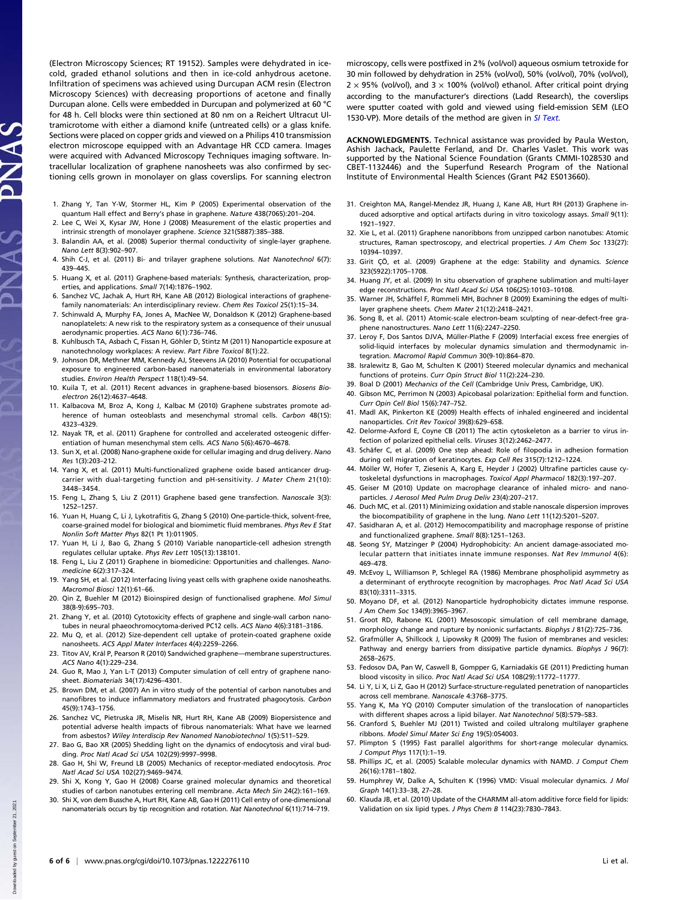(Electron Microscopy Sciences; RT 19152). Samples were dehydrated in ice-cold, graded ethanol solutions and then in ice-cold anhydrous acetone. Infiltration of specimens was achieved using Durcupan ACM resin (Electron Microscopy Sciences) with decreasing proportions of acetone and finally Durcupan alone. Cells were embedded in Durcupan and polymerized at 60 °C for 48 h. Cell blocks were thin sectioned at 80 nm on a Reichert Ultracut Ultramicrotome with either a diamond knife (untreated cells) or a glass knife. Sections were placed on copper grids and viewed on a Philips 410 transmission electron microscope equipped with an Advantage HR CCD camera. Images were acquired with Advanced Microscopy Techniques imaging software. Intracellular localization of graphene nanosheets was also confirmed by sectioning cells grown in monolayer on glass coverslips. For scanning electron microscopy, cells were postfixed in 2% (vol/vol) aqueous osmium tetroxide for 30 min followed by dehydration in 25% (vol/vol), 50% (vol/vol), 70% (vol/vol), $2 \times 95\%$ (vol/vol), and $3 \times 100\%$ (vol/vol) ethanol. After critical point drying according to the manufacturer's directions (Ladd Research), the coverslips were sputter coated with gold and viewed using field-emission SEM (LEO 1530-VP). More details of the method are given in *SI Text*.

**ACKNOWLEDGMENTS.** Technical assistance was provided by Paula Weston, Ashish Jachack, Paulette Ferland, and Dr. Charles Vaslet. This work was supported by the National Science Foundation (Grants CMMI-1028530 and CBET-1132446) and the Superfund Research Program of the National Institute of Environmental Health Sciences (Grant P42 ES013660).

1. Zhang Y, Tan Y-W, Stormer HL, Kim P (2005) Experimental observation of the quantum Hall effect and Berry's phase in graphene. *Nature* 438(7065):201–204.
2. Lee C, Wei X, Kysar JW, Hone J (2008) Measurement of the elastic properties and intrinsic strength of monolayer graphene. *Science* 321(5887):385–388.
3. Balandin AA, et al. (2008) Superior thermal conductivity of single-layer graphene. *Nano Lett* 8(3):902–907.
4. Shih C-J, et al. (2011) Bi- and trilayer graphene solutions. *Nat Nanotechnol* 6(7): 439–445.
5. Huang X, et al. (2011) Graphene-based materials: Synthesis, characterization, properties, and applications. *Small* 7(14):1876–1902.
6. Sanchez VC, Jachak A, Hurt RH, Kane AB (2012) Biological interactions of graphene-family nanomaterials: An interdisciplinary review. *Chem Res Toxicol* 25(1):15–34.
7. Schinwald A, Murphy FA, Jones A, MacNee W, Donaldson K (2012) Graphene-based nanoplatelets: A new risk to the respiratory system as a consequence of their unusual aerodynamic properties. *ACS Nano* 6(1):736–746.
8. Kuhlbusch TA, Asbach C, Fissan H, Göhler D, Stintz M (2011) Nanoparticle exposure at nanotechnology workplaces: A review. *Part Fibre Toxicol* 8(1):22.
9. Johnson DR, Methner MM, Kennedy AJ, Steevens JA (2010) Potential for occupational exposure to engineered carbon-based nanomaterials in environmental laboratory studies. *Environ Health Perspect* 118(1):49–54.
10. Kuila T, et al. (2011) Recent advances in graphene-based biosensors. *Biosens Bioelectron* 26(12):4637–4648.
11. Kalbacova M, Broz A, Kong J, Kalbac M (2010) Graphene substrates promote adherence of human osteoblasts and mesenchymal stromal cells. *Carbon* 48(15): 4323–4329.
12. Nayak TR, et al. (2011) Graphene for controlled and accelerated osteogenic differentiation of human mesenchymal stem cells. *ACS Nano* 5(6):4670–4678.
13. Sun X, et al. (2008) Nano-graphene oxide for cellular imaging and drug delivery. *Nano Res* 1(3):203–212.
14. Yang X, et al. (2011) Multi-functionalized graphene oxide based anticancer drug-carrier with dual-targeting function and pH-sensitivity. *J Mater Chem* 21(10): 3448–3454.
15. Feng L, Zhang S, Liu Z (2011) Graphene based gene transfection. *Nanoscale* 3(3): 1252–1257.
16. Yuan H, Huang C, Li J, Lykotrafitis G, Zhang S (2010) One-particle-thick, solvent-free, coarse-grained model for biological and biomimetic fluid membranes. *Phys Rev E Stat Nonlin Soft Matter Phys* 82(1 Pt 1):011905.
17. Yuan H, Li J, Bao G, Zhang S (2010) Variable nanoparticle-cell adhesion strength regulates cellular uptake. *Phys Rev Lett* 105(13):138101.
18. Feng L, Liu Z (2011) Graphene in biomedicine: Opportunities and challenges. *Nanomedicine* 6(2):317–324.
19. Yang SH, et al. (2012) Interfacing living yeast cells with graphene oxide nanosheaths. *Macromol Biosci* 12(1):61–66.
20. Qin Z, Buehler M (2012) Bioinspired design of functionalised graphene. *Mol Simul* 38(8-9):695–703.
21. Zhang Y, et al. (2010) Cytotoxicity effects of graphene and single-wall carbon nanotubes in neural phaeochromocytoma-derived PC12 cells. *ACS Nano* 4(6):3181–3186.
22. Mu Q, et al. (2012) Size-dependent cell uptake of protein-coated graphene oxide nanosheets. *ACS Appl Mater Interfaces* 4(4):2259–2266.
23. Titov AV, Král P, Pearson R (2010) Sandwiched graphene—membrane superstructures. *ACS Nano* 4(1):229–234.
24. Guo R, Mao J, Yan L-T (2013) Computer simulation of cell entry of graphene nanosheet. *Biomaterials* 34(17):4296–4301.
25. Brown DM, et al. (2007) An in vitro study of the potential of carbon nanotubes and nanofibres to induce inflammatory mediators and frustrated phagocytosis. *Carbon* 45(9):1743–1756.
26. Sanchez VC, Pietruska JR, Miselis NR, Hurt RH, Kane AB (2009) Biopersistence and potential adverse health impacts of fibrous nanomaterials: What have we learned from asbestos? *Wiley Interdiscip Rev Nanomed Nanobiotechnol* 1(5):511–529.
27. Bao G, Bao XR (2005) Shedding light on the dynamics of endocytosis and viral budding. *Proc Natl Acad Sci USA* 102(29):9997–9998.
28. Gao H, Shi W, Freund LB (2005) Mechanics of receptor-mediated endocytosis. *Proc Natl Acad Sci USA* 102(27):9469–9474.
29. Shi X, Kong Y, Gao H (2008) Coarse grained molecular dynamics and theoretical studies of carbon nanotubes entering cell membrane. *Acta Mech Sin* 24(2):161–169.
30. Shi X, von dem Bussche A, Hurt RH, Kane AB, Gao H (2011) Cell entry of one-dimensional nanomaterials occurs by tip recognition and rotation. *Nat Nanotechnol* 6(11):714–719.
31. Creighton MA, Rangel-Mendez JR, Huang J, Kane AB, Hurt RH (2013) Graphene induced adsorptive and optical artifacts during in vitro toxicology assays. *Small* 9(11): 1921–1927.
32. Xie L, et al. (2011) Graphene nanoribbons from unzipped carbon nanotubes: Atomic structures, Raman spectroscopy, and electrical properties. *J Am Chem Soc* 133(27): 10394–10397.
33. Girit ÇÖ, et al. (2009) Graphene at the edge: Stability and dynamics. *Science* 323(5922):1705–1708.
34. Huang JY, et al. (2009) In situ observation of graphene sublimation and multi-layer edge reconstructions. *Proc Natl Acad Sci USA* 106(25):10103–10108.
35. Warner JH, Schäffel F, Rümmeli MH, Büchner B (2009) Examining the edges of multi-layer graphene sheets. *Chem Mater* 21(12):2418–2421.
36. Song B, et al. (2011) Atomic-scale electron-beam sculpting of near-defect-free graphene nanostructures. *Nano Lett* 11(6):2247–2250.
37. Leroy F, Dos Santos DJVA, Müller-Plathe F (2009) Interfacial excess free energies of solid-liquid interfaces by molecular dynamics simulation and thermodynamic integration. *Macromol Rapid Commun* 30(9-10):864–870.
38. Isralewitz B, Gao M, Schulten K (2001) Steered molecular dynamics and mechanical functions of proteins. *Curr Opin Struct Biol* 11(2):224–230.
39. Boal D (2001) *Mechanics of the Cell* (Cambridge Univ Press, Cambridge, UK).
40. Gibson MC, Perrimon N (2003) Apicobasal polarization: Epithelial form and function. *Curr Opin Cell Biol* 15(6):747–752.
41. Madl AK, Pinkerton KE (2009) Health effects of inhaled engineered and incidental nanoparticles. *Crit Rev Toxicol* 39(8):629–658.
42. Delorme-Axford E, Coyne CB (2011) The actin cytoskeleton as a barrier to virus infection of polarized epithelial cells. *Viruses* 3(12):2462–2477.
43. Schäfer C, et al. (2009) One step ahead: Role of filopodia in adhesion formation during cell migration of keratinocytes. *Exp Cell Res* 315(7):1212–1224.
44. Möller W, Hofer T, Ziesenis A, Karg E, Heyder J (2002) Ultrafine particles cause cytoskeletal dysfunctions in macrophages. *Toxicol Appl Pharmacol* 182(3):197–207.
45. Geiser M (2010) Update on macrophage clearance of inhaled micro- and nanoparticles. *J Aerosol Med Pulm Drug Deliv* 23(4):207–217.
46. Duch MC, et al. (2011) Minimizing oxidation and stable nanoscale dispersion improves the biocompatibility of graphene in the lung. *Nano Lett* 11(12):5201–5207.
47. Sasidharan A, et al. (2012) Hemocompatibility and macrophage response of pristine and functionalized graphene. *Small* 8(8):1251–1263.
48. Seong SY, Matzinger P (2004) Hydrophobicity: An ancient damage-associated molecular pattern that initiates innate immune responses. *Nat Rev Immunol* 4(6): 469–478.
49. McEvoy L, Williamson P, Schlegel RA (1986) Membrane phospholipid asymmetry as a determinant of erythrocyte recognition by macrophages. *Proc Natl Acad Sci USA* 83(10):3311–3315.
50. Moyano DF, et al. (2012) Nanoparticle hydrophobicity dictates immune response. *J Am Chem Soc* 134(9):3965–3967.
51. Groot RD, Rabone KL (2001) Mesoscopic simulation of cell membrane damage, morphology change and rupture by nonionic surfactants. *Biophys J* 81(2):725–736.
52. Grafmüller A, Shillcock J, Lipowsky R (2009) The fusion of membranes and vesicles: Pathway and energy barriers from dissipative particle dynamics. *Biophys J* 96(7): 2658–2675.
53. Fedosov DA, Pan W, Caswell B, Gompper G, Karniadakis GE (2011) Predicting human blood viscosity in silico. *Proc Natl Acad Sci USA* 108(29):11772–11777.
54. Li Y, Li X, Li Z, Gao H (2012) Surface-structure-regulated penetration of nanoparticles across cell membrane. *Nanoscale* 4:3768–3775.
55. Yang K, Ma YQ (2010) Computer simulation of the translocation of nanoparticles with different shapes across a lipid bilayer. *Nat Nanotechnol* 5(8):579–583.
56. Cranford S, Buehler MJ (2011) Twisted and coiled ultralong multilayer graphene ribbons. *Model Simul Mater Sci Eng* 19(5):054003.
57. Plimpton S (1995) Fast parallel algorithms for short-range molecular dynamics. *J Comput Phys* 117(1):1–19.
58. Phillips JC, et al. (2005) Scalable molecular dynamics with NAMD. *J Comput Chem* 26(16):1781–1802.
59. Humphrey W, Dalke A, Schulten K (1996) VMD: Visual molecular dynamics. *J Mol Graph* 14(1):33–38, 27–28.
60. Klauda JB, et al. (2010) Update of the CHARMM all-atom additive force field for lipids: Validation on six lipid types. *J Phys Chem B* 114(23):7830–7843.